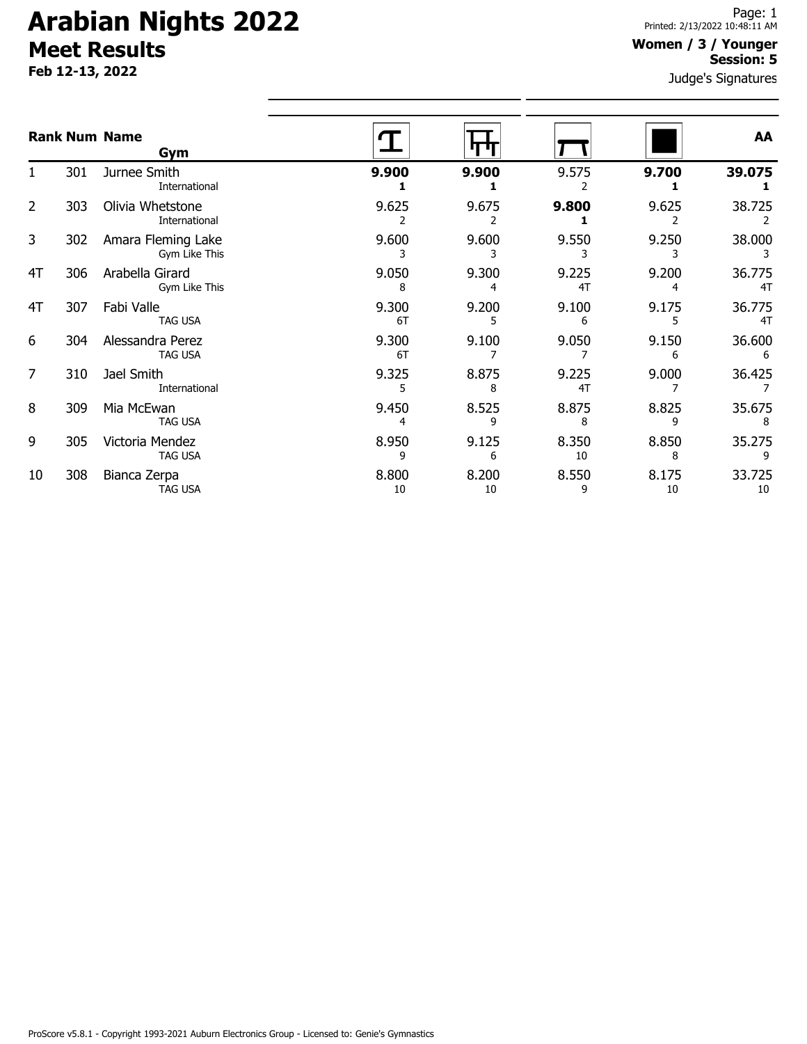# Arabian Nights 2022

## Meet Results

**Feb 12-13, 2022**

Printed: 2/13/2022 10:48:11 AM

**Women / 3 / Younger**
**Session: 5**

Judge's Signatures

| Rank | Num | Name / Gym | Vault | Bars | Beam | Floor | AA |
|---|---|---|---|---|---|---|---|
| 1 | 301 | Jurnee Smith<br>International | **9.900**<br>**1** | **9.900**<br>**1** | 9.575<br>2 | **9.700**<br>**1** | **39.075**<br>**1** |
| 2 | 303 | Olivia Whetstone<br>International | 9.625<br>2 | 9.675<br>2 | **9.800**<br>**1** | 9.625<br>2 | 38.725<br>2 |
| 3 | 302 | Amara Fleming Lake<br>Gym Like This | 9.600<br>3 | 9.600<br>3 | 9.550<br>3 | 9.250<br>3 | 38.000<br>3 |
| 4T | 306 | Arabella Girard<br>Gym Like This | 9.050<br>8 | 9.300<br>4 | 9.225<br>4T | 9.200<br>4 | 36.775<br>4T |
| 4T | 307 | Fabi Valle<br>TAG USA | 9.300<br>6T | 9.200<br>5 | 9.100<br>6 | 9.175<br>5 | 36.775<br>4T |
| 6 | 304 | Alessandra Perez<br>TAG USA | 9.300<br>6T | 9.100<br>7 | 9.050<br>7 | 9.150<br>6 | 36.600<br>6 |
| 7 | 310 | Jael Smith<br>International | 9.325<br>5 | 8.875<br>8 | 9.225<br>4T | 9.000<br>7 | 36.425<br>7 |
| 8 | 309 | Mia McEwan<br>TAG USA | 9.450<br>4 | 8.525<br>9 | 8.875<br>8 | 8.825<br>9 | 35.675<br>8 |
| 9 | 305 | Victoria Mendez<br>TAG USA | 8.950<br>9 | 9.125<br>6 | 8.350<br>10 | 8.850<br>8 | 35.275<br>9 |
| 10 | 308 | Bianca Zerpa<br>TAG USA | 8.800<br>10 | 8.200<br>10 | 8.550<br>9 | 8.175<br>10 | 33.725<br>10 |

ProScore v5.8.1 - Copyright 1993-2021 Auburn Electronics Group - Licensed to: Genie's Gymnastics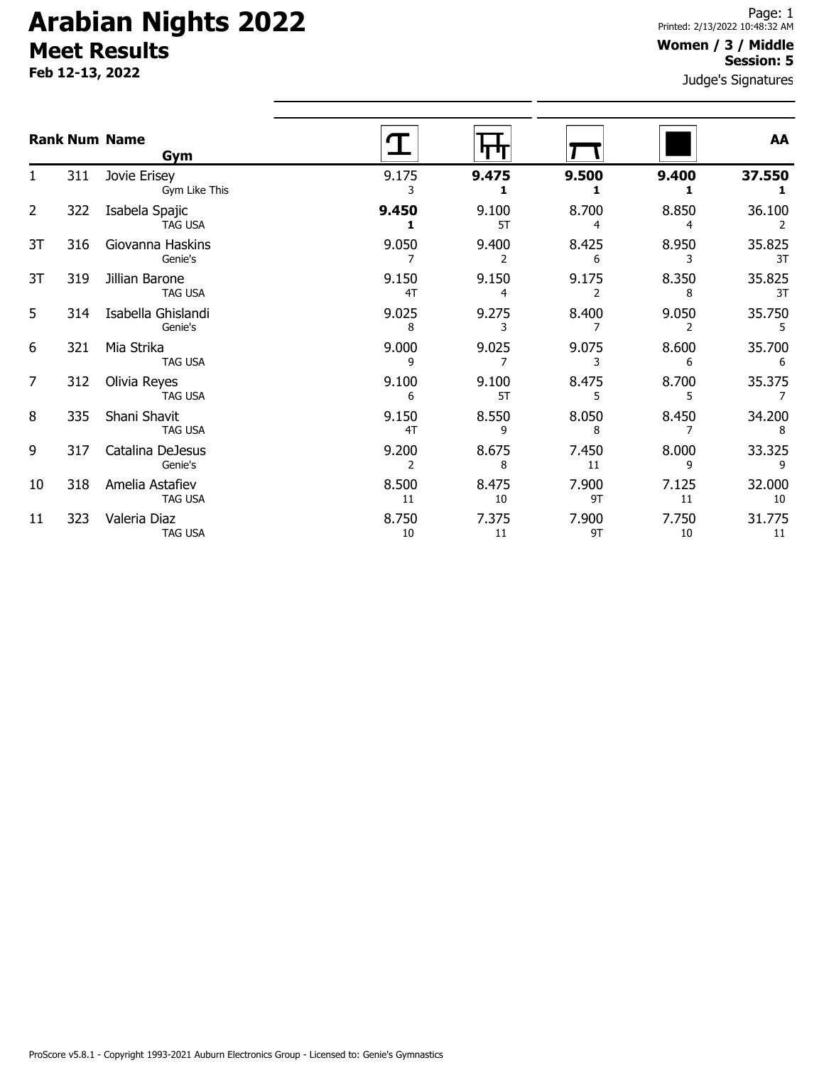# Arabian Nights 2022

## Meet Results

**Feb 12-13, 2022**

**Women / 3 / Middle**
**Session: 5**

Judge's Signatures

| Rank | Num | Name / Gym | Vault | Bars | Beam | Floor | AA |
|---|---|---|---|---|---|---|---|
| 1 | 311 | Jovie Erisey<br>Gym Like This | 9.175<br>3 | **9.475**<br>**1** | **9.500**<br>**1** | **9.400**<br>**1** | **37.550**<br>**1** |
| 2 | 322 | Isabela Spajic<br>TAG USA | **9.450**<br>**1** | 9.100<br>5T | 8.700<br>4 | 8.850<br>4 | 36.100<br>2 |
| 3T | 316 | Giovanna Haskins<br>Genie's | 9.050<br>7 | 9.400<br>2 | 8.425<br>6 | 8.950<br>3 | 35.825<br>3T |
| 3T | 319 | Jillian Barone<br>TAG USA | 9.150<br>4T | 9.150<br>4 | 9.175<br>2 | 8.350<br>8 | 35.825<br>3T |
| 5 | 314 | Isabella Ghislandi<br>Genie's | 9.025<br>8 | 9.275<br>3 | 8.400<br>7 | 9.050<br>2 | 35.750<br>5 |
| 6 | 321 | Mia Strika<br>TAG USA | 9.000<br>9 | 9.025<br>7 | 9.075<br>3 | 8.600<br>6 | 35.700<br>6 |
| 7 | 312 | Olivia Reyes<br>TAG USA | 9.100<br>6 | 9.100<br>5T | 8.475<br>5 | 8.700<br>5 | 35.375<br>7 |
| 8 | 335 | Shani Shavit<br>TAG USA | 9.150<br>4T | 8.550<br>9 | 8.050<br>8 | 8.450<br>7 | 34.200<br>8 |
| 9 | 317 | Catalina DeJesus<br>Genie's | 9.200<br>2 | 8.675<br>8 | 7.450<br>11 | 8.000<br>9 | 33.325<br>9 |
| 10 | 318 | Amelia Astafiev<br>TAG USA | 8.500<br>11 | 8.475<br>10 | 7.900<br>9T | 7.125<br>11 | 32.000<br>10 |
| 11 | 323 | Valeria Diaz<br>TAG USA | 8.750<br>10 | 7.375<br>11 | 7.900<br>9T | 7.750<br>10 | 31.775<br>11 |

ProScore v5.8.1 - Copyright 1993-2021 Auburn Electronics Group - Licensed to: Genie's Gymnastics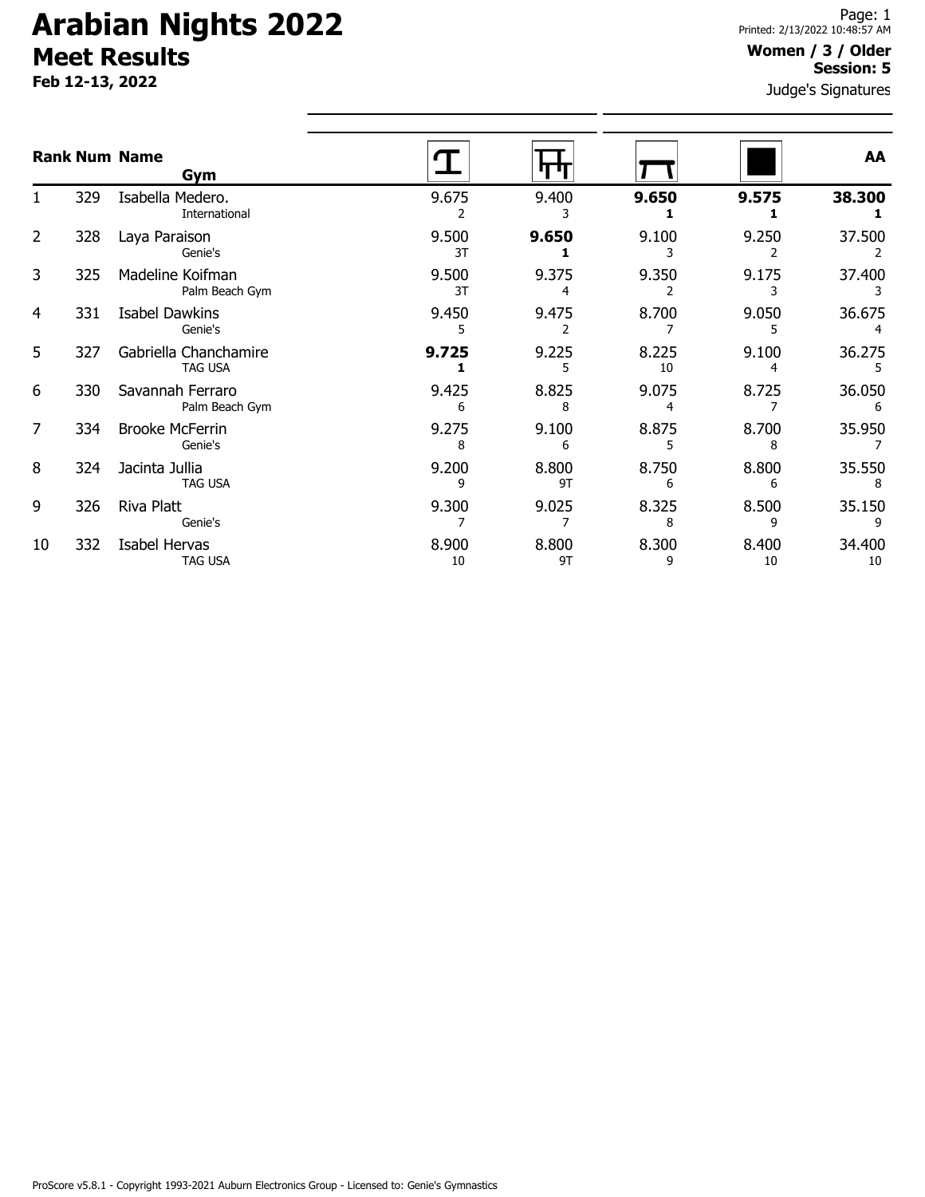# Arabian Nights 2022

## Meet Results

**Feb 12-13, 2022**

**Women / 3 / Older**
**Session: 5**

Judge's Signatures

| Rank | Num | Name / Gym | Vault | Bars | Beam | Floor | AA |
|---|---|---|---|---|---|---|---|
| 1 | 329 | Isabella Medero. International | 9.675 2 | 9.400 3 | **9.650 1** | **9.575 1** | **38.300 1** |
| 2 | 328 | Laya Paraison Genie's | 9.500 3T | **9.650 1** | 9.100 3 | 9.250 2 | 37.500 2 |
| 3 | 325 | Madeline Koifman Palm Beach Gym | 9.500 3T | 9.375 4 | 9.350 2 | 9.175 3 | 37.400 3 |
| 4 | 331 | Isabel Dawkins Genie's | 9.450 5 | 9.475 2 | 8.700 7 | 9.050 5 | 36.675 4 |
| 5 | 327 | Gabriella Chanchamire TAG USA | **9.725 1** | 9.225 5 | 8.225 10 | 9.100 4 | 36.275 5 |
| 6 | 330 | Savannah Ferraro Palm Beach Gym | 9.425 6 | 8.825 8 | 9.075 4 | 8.725 7 | 36.050 6 |
| 7 | 334 | Brooke McFerrin Genie's | 9.275 8 | 9.100 6 | 8.875 5 | 8.700 8 | 35.950 7 |
| 8 | 324 | Jacinta Jullia TAG USA | 9.200 9 | 8.800 9T | 8.750 6 | 8.800 6 | 35.550 8 |
| 9 | 326 | Riva Platt Genie's | 9.300 7 | 9.025 7 | 8.325 8 | 8.500 9 | 35.150 9 |
| 10 | 332 | Isabel Hervas TAG USA | 8.900 10 | 8.800 9T | 8.300 9 | 8.400 10 | 34.400 10 |

ProScore v5.8.1 - Copyright 1993-2021 Auburn Electronics Group - Licensed to: Genie's Gymnastics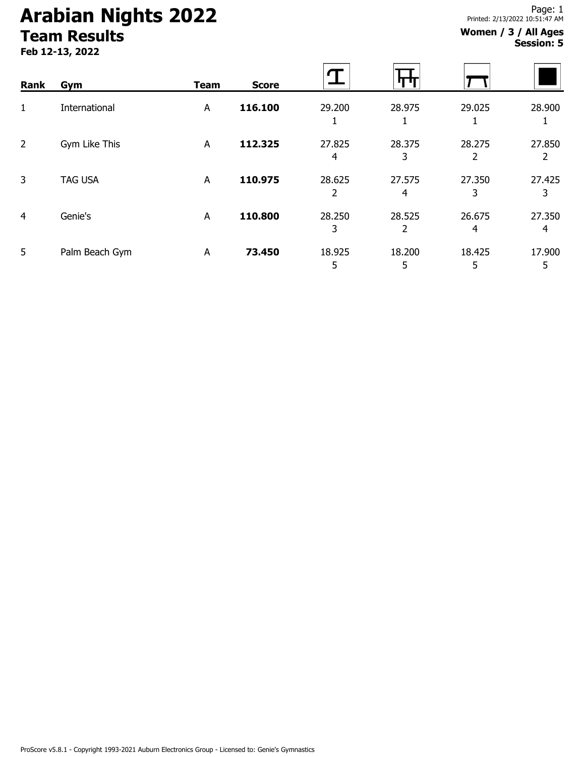# Arabian Nights 2022

## Team Results

**Feb 12-13, 2022**

Printed: 2/13/2022 10:51:47 AM

**Women / 3 / All Ages**
**Session: 5**

| Rank | Gym | Team | Score | Vault | Bars | Beam | Floor |
|---|---|---|---|---|---|---|---|
| 1 | International | A | **116.100** | 29.200<br>1 | 28.975<br>1 | 29.025<br>1 | 28.900<br>1 |
| 2 | Gym Like This | A | **112.325** | 27.825<br>4 | 28.375<br>3 | 28.275<br>2 | 27.850<br>2 |
| 3 | TAG USA | A | **110.975** | 28.625<br>2 | 27.575<br>4 | 27.350<br>3 | 27.425<br>3 |
| 4 | Genie's | A | **110.800** | 28.250<br>3 | 28.525<br>2 | 26.675<br>4 | 27.350<br>4 |
| 5 | Palm Beach Gym | A | **73.450** | 18.925<br>5 | 18.200<br>5 | 18.425<br>5 | 17.900<br>5 |

ProScore v5.8.1 - Copyright 1993-2021 Auburn Electronics Group - Licensed to: Genie's Gymnastics